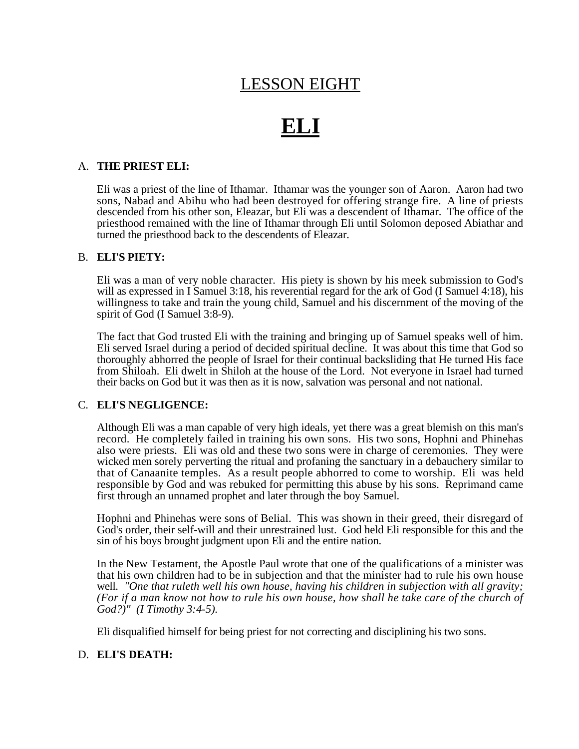# LESSON EIGHT

# ELI

## A. THE PRIEST ELI:

Eli was a priest of the line of Ithamar. Ithamar was the younger son of Aaron. Aaron had two sons, Nabad and Abihu who had been destroyed for offering strange fire. A line of priests descended from his other son, Eleazar, but Eli was a descendent of Ithamar. The office of the priesthood remained with the line of Ithamar through Eli until Solomon deposed Abiathar and turned the priesthood back to the descendents of Eleazar.

## B. ELI'S PIETY:

Eli was a man of very noble character. His piety is shown by his meek submission to God's will as expressed in I Samuel 3:18, his reverential regard for the ark of God (I Samuel 4:18), his willingness to take and train the young child, Samuel and his discernment of the moving of the spirit of God (I Samuel 3:8-9).

The fact that God trusted Eli with the training and bringing up of Samuel speaks well of him. Eli served Israel during a period of decided spiritual decline. It was about this time that God so thoroughly abhorred the people of Israel for their continual backsliding that He turned His face from Shiloah. Eli dwelt in Shiloh at the house of the Lord. Not everyone in Israel had turned their backs on God but it was then as it is now, salvation was personal and not national.

## C. ELI'S NEGLIGENCE:

Although Eli was a man capable of very high ideals, yet there was a great blemish on this man's record. He completely failed in training his own sons. His two sons, Hophni and Phinehas also were priests. Eli was old and these two sons were in charge of ceremonies. They were wicked men sorely perverting the ritual and profaning the sanctuary in a debauchery similar to that of Canaanite temples. As a result people abhorred to come to worship. Eli was held responsible by God and was rebuked for permitting this abuse by his sons. Reprimand came first through an unnamed prophet and later through the boy Samuel.

Hophni and Phinehas were sons of Belial. This was shown in their greed, their disregard of God's order, their self-will and their unrestrained lust. God held Eli responsible for this and the sin of his boys brought judgment upon Eli and the entire nation.

In the New Testament, the Apostle Paul wrote that one of the qualifications of a minister was that his own children had to be in subjection and that the minister had to rule his own house well. *"One that ruleth well his own house, having his children in subjection with all gravity; (For if a man know not how to rule his own house, how shall he take care of the church of God?)" (I Timothy 3:4-5).*

Eli disqualified himself for being priest for not correcting and disciplining his two sons.

## D. ELI'S DEATH: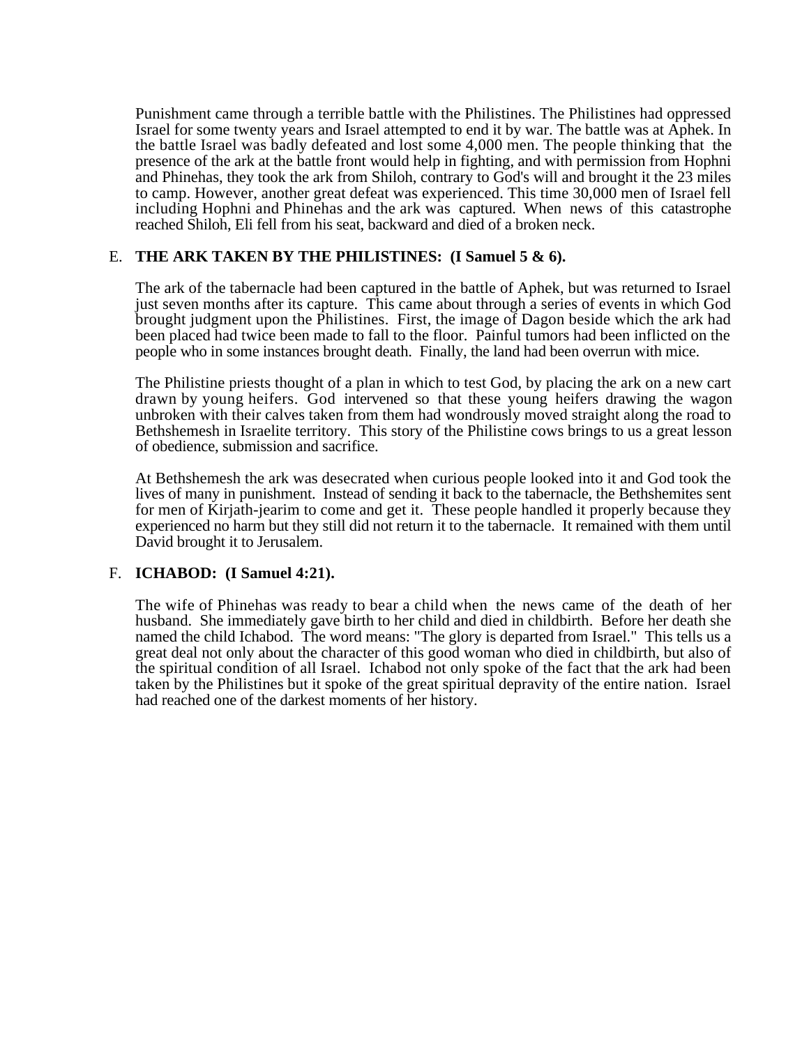Punishment came through a terrible battle with the Philistines. The Philistines had oppressed Israel for some twenty years and Israel attempted to end it by war. The battle was at Aphek. In the battle Israel was badly defeated and lost some 4,000 men. The people thinking that the presence of the ark at the battle front would help in fighting, and with permission from Hophni and Phinehas, they took the ark from Shiloh, contrary to God's will and brought it the 23 miles to camp. However, another great defeat was experienced. This time 30,000 men of Israel fell including Hophni and Phinehas and the ark was captured. When news of this catastrophe reached Shiloh, Eli fell from his seat, backward and died of a broken neck.

E. **THE ARK TAKEN BY THE PHILISTINES: (I Samuel 5 & 6).**

The ark of the tabernacle had been captured in the battle of Aphek, but was returned to Israel just seven months after its capture. This came about through a series of events in which God brought judgment upon the Philistines. First, the image of Dagon beside which the ark had been placed had twice been made to fall to the floor. Painful tumors had been inflicted on the people who in some instances brought death. Finally, the land had been overrun with mice.

The Philistine priests thought of a plan in which to test God, by placing the ark on a new cart drawn by young heifers. God intervened so that these young heifers drawing the wagon unbroken with their calves taken from them had wondrously moved straight along the road to Bethshemesh in Israelite territory. This story of the Philistine cows brings to us a great lesson of obedience, submission and sacrifice.

At Bethshemesh the ark was desecrated when curious people looked into it and God took the lives of many in punishment. Instead of sending it back to the tabernacle, the Bethshemites sent for men of Kirjath-jearim to come and get it. These people handled it properly because they experienced no harm but they still did not return it to the tabernacle. It remained with them until David brought it to Jerusalem.

F. **ICHABOD: (I Samuel 4:21).**

The wife of Phinehas was ready to bear a child when the news came of the death of her husband. She immediately gave birth to her child and died in childbirth. Before her death she named the child Ichabod. The word means: "The glory is departed from Israel." This tells us a great deal not only about the character of this good woman who died in childbirth, but also of the spiritual condition of all Israel. Ichabod not only spoke of the fact that the ark had been taken by the Philistines but it spoke of the great spiritual depravity of the entire nation. Israel had reached one of the darkest moments of her history.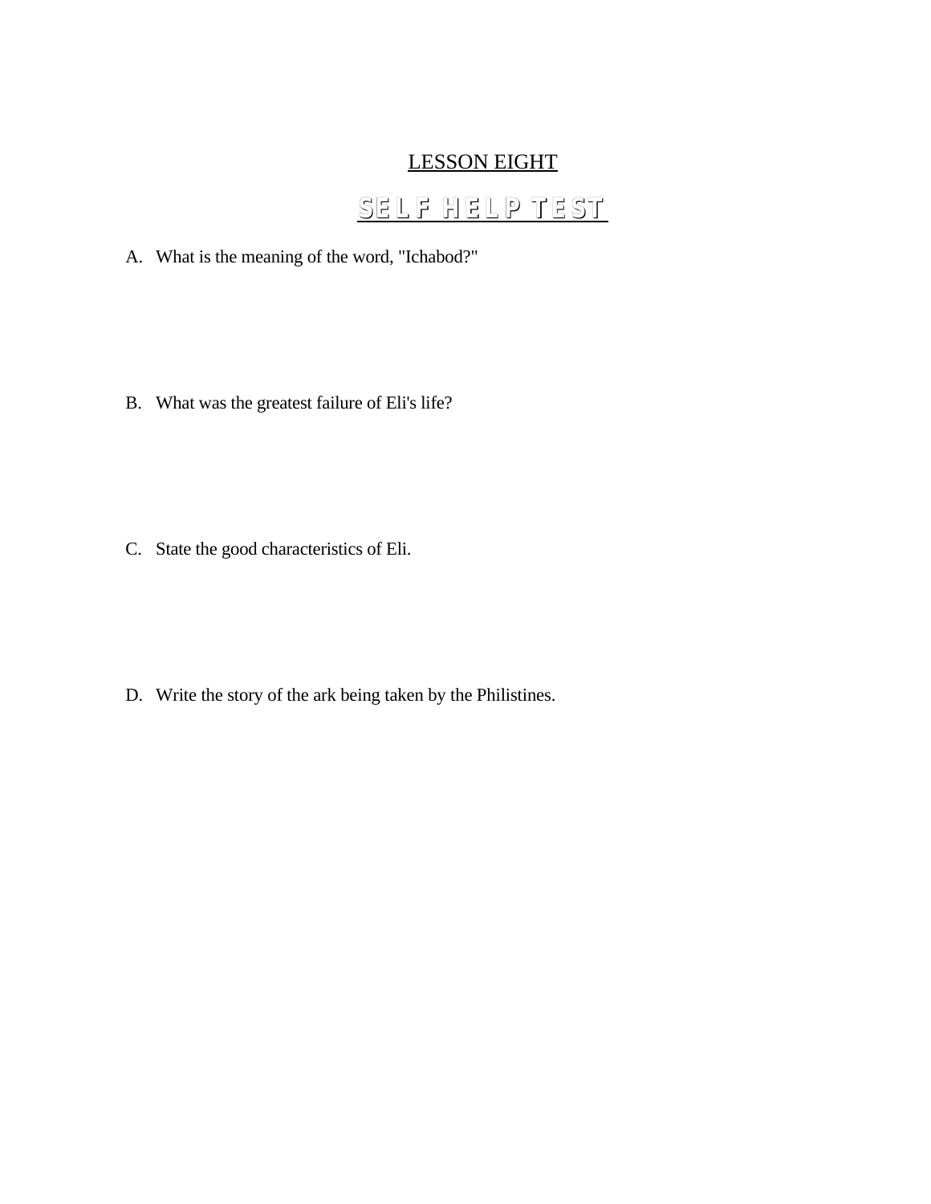# LESSON EIGHT

## SELF HELP TEST

A. What is the meaning of the word, "Ichabod?"

B. What was the greatest failure of Eli's life?

C. State the good characteristics of Eli.

D. Write the story of the ark being taken by the Philistines.